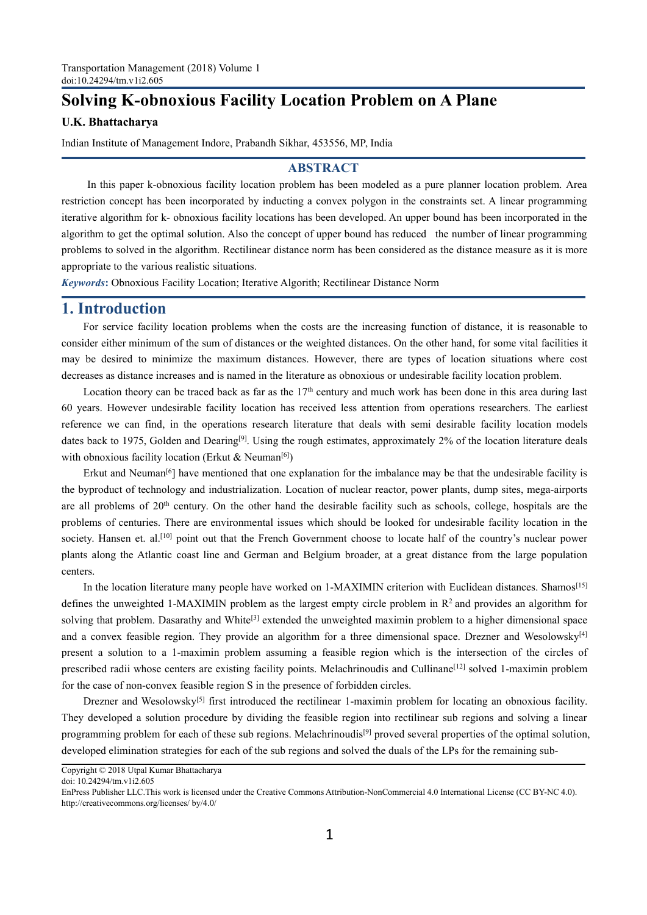# Solving K-obnoxious Facility Location Problem on A Plane

**U.K. Bhattacharya**

Indian Institute of Management Indore, Prabandh Sikhar, 453556, MP, India

## ABSTRACT

In this paper k-obnoxious facility location problem has been modeled as a pure planner location problem. Area restriction concept has been incorporated by inducting a convex polygon in the constraints set. A linear programming iterative algorithm for k- obnoxious facility locations has been developed. An upper bound has been incorporated in the algorithm to get the optimal solution. Also the concept of upper bound has reduced the number of linear programming problems to solved in the algorithm. Rectilinear distance norm has been considered as the distance measure as it is more appropriate to the various realistic situations.

***Keywords*:** Obnoxious Facility Location; Iterative Algorith; Rectilinear Distance Norm

## 1. Introduction

For service facility location problems when the costs are the increasing function of distance, it is reasonable to consider either minimum of the sum of distances or the weighted distances. On the other hand, for some vital facilities it may be desired to minimize the maximum distances. However, there are types of location situations where cost decreases as distance increases and is named in the literature as obnoxious or undesirable facility location problem.

Location theory can be traced back as far as the 17th century and much work has been done in this area during last 60 years. However undesirable facility location has received less attention from operations researchers. The earliest reference we can find, in the operations research literature that deals with semi desirable facility location models dates back to 1975, Golden and Dearing[9]. Using the rough estimates, approximately 2% of the location literature deals with obnoxious facility location (Erkut & Neuman[6])

Erkut and Neuman[6]] have mentioned that one explanation for the imbalance may be that the undesirable facility is the byproduct of technology and industrialization. Location of nuclear reactor, power plants, dump sites, mega-airports are all problems of 20th century. On the other hand the desirable facility such as schools, college, hospitals are the problems of centuries. There are environmental issues which should be looked for undesirable facility location in the society. Hansen et. al.[10] point out that the French Government choose to locate half of the country's nuclear power plants along the Atlantic coast line and German and Belgium broader, at a great distance from the large population centers.

In the location literature many people have worked on 1-MAXIMIN criterion with Euclidean distances. Shamos[15] defines the unweighted 1-MAXIMIN problem as the largest empty circle problem in $R^2$ and provides an algorithm for solving that problem. Dasarathy and White[3] extended the unweighted maximin problem to a higher dimensional space and a convex feasible region. They provide an algorithm for a three dimensional space. Drezner and Wesolowsky[4] present a solution to a 1-maximin problem assuming a feasible region which is the intersection of the circles of prescribed radii whose centers are existing facility points. Melachrinoudis and Cullinane[12] solved 1-maximin problem for the case of non-convex feasible region S in the presence of forbidden circles.

Drezner and Wesolowsky[5] first introduced the rectilinear 1-maximin problem for locating an obnoxious facility. They developed a solution procedure by dividing the feasible region into rectilinear sub regions and solving a linear programming problem for each of these sub regions. Melachrinoudis[9] proved several properties of the optimal solution, developed elimination strategies for each of the sub regions and solved the duals of the LPs for the remaining sub-

Copyright © 2018 Utpal Kumar Bhattacharya
doi: 10.24294/tm.v1i2.605
EnPress Publisher LLC.This work is licensed under the Creative Commons Attribution-NonCommercial 4.0 International License (CC BY-NC 4.0). http://creativecommons.org/licenses/ by/4.0/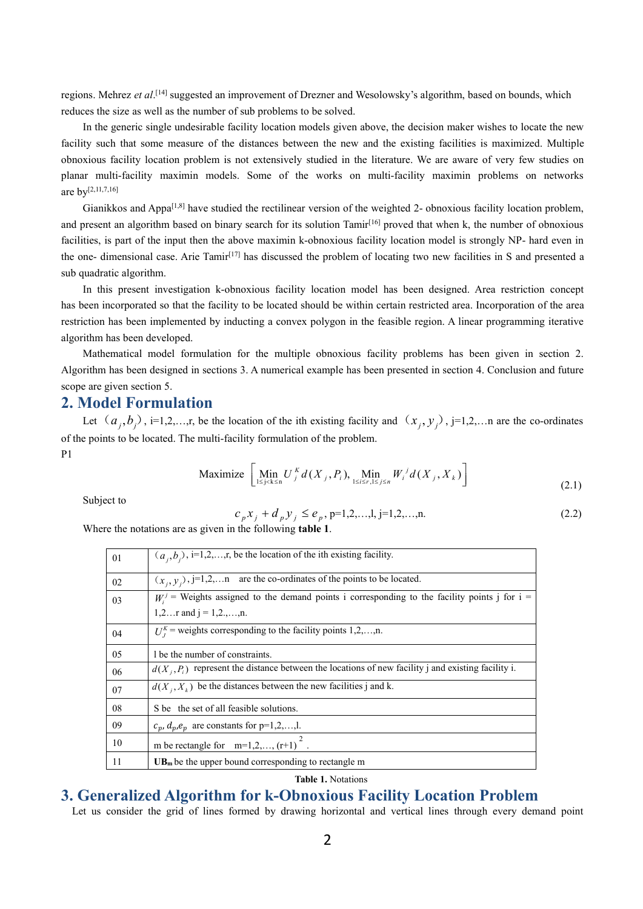regions. Mehrez *et al*.[14] suggested an improvement of Drezner and Wesolowsky's algorithm, based on bounds, which reduces the size as well as the number of sub problems to be solved.

In the generic single undesirable facility location models given above, the decision maker wishes to locate the new facility such that some measure of the distances between the new and the existing facilities is maximized. Multiple obnoxious facility location problem is not extensively studied in the literature. We are aware of very few studies on planar multi-facility maximin models. Some of the works on multi-facility maximin problems on networks are by[2,11,7,16]

Gianikkos and Appa[1,8] have studied the rectilinear version of the weighted 2- obnoxious facility location problem, and present an algorithm based on binary search for its solution Tamir[16] proved that when k, the number of obnoxious facilities, is part of the input then the above maximin k-obnoxious facility location model is strongly NP- hard even in the one- dimensional case. Arie Tamir[17] has discussed the problem of locating two new facilities in S and presented a sub quadratic algorithm.

In this present investigation k-obnoxious facility location model has been designed. Area restriction concept has been incorporated so that the facility to be located should be within certain restricted area. Incorporation of the area restriction has been implemented by inducting a convex polygon in the feasible region. A linear programming iterative algorithm has been developed.

Mathematical model formulation for the multiple obnoxious facility problems has been given in section 2. Algorithm has been designed in sections 3. A numerical example has been presented in section 4. Conclusion and future scope are given section 5.

## 2. Model Formulation

Let $(a_j, b_j)$, i=1,2,…,r, be the location of the ith existing facility and $(x_j, y_j)$, j=1,2,…n are the co-ordinates of the points to be located. The multi-facility formulation of the problem.

P1

$$\text{Maximize } \left[ \underset{1\le j<k\le n}{\text{Min}}\ U_j^K d(X_j, P_i),\ \underset{1\le i\le r, 1\le j\le n}{\text{Min}}\ W_i^j d(X_j, X_k) \right] \tag{2.1}$$

Subject to

$$c_p x_j + d_p y_j \le e_p,\ \text{p=1,2,…,l, j=1,2,…,n.} \tag{2.2}$$

Where the notations are as given in the following **table 1**.

| | |
|---|---|
| 01 | $(a_j, b_j)$, i=1,2,…,r, be the location of the ith existing facility. |
| 02 | $(x_j, y_j)$, j=1,2,…n are the co-ordinates of the points to be located. |
| 03 | $W_i^j$ = Weights assigned to the demand points i corresponding to the facility points j for i = 1,2…r and j = 1,2.,…,n. |
| 04 | $U_J^K$ = weights corresponding to the facility points 1,2,…,n. |
| 05 | l be the number of constraints. |
| 06 | $d(X_j, P_i)$ represent the distance between the locations of new facility j and existing facility i. |
| 07 | $d(X_j, X_k)$ be the distances between the new facilities j and k. |
| 08 | S be the set of all feasible solutions. |
| 09 | $c_p, d_p, e_p$ are constants for p=1,2,…,l. |
| 10 | m be rectangle for m=1,2,…, $(r+1)^2$. |
| 11 | **$UB_m$** be the upper bound corresponding to rectangle m |

**Table 1.** Notations

## 3. Generalized Algorithm for k-Obnoxious Facility Location Problem

Let us consider the grid of lines formed by drawing horizontal and vertical lines through every demand point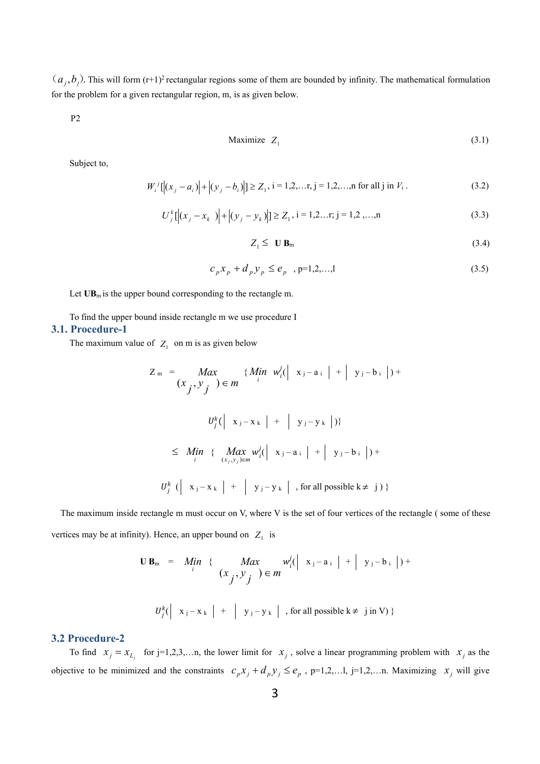$(a_j, b_j)$. This will form (r+1)[2] rectangular regions some of them are bounded by infinity. The mathematical formulation for the problem for a given rectangular region, m, is as given below.

P2

$$\text{Maximize } \; Z_1 \tag{3.1}$$

Subject to,

$$W_i^{\,j}[|(x_j - a_i)| + |(y_j - b_i)|] \geq Z_1, \text{ i = 1,2,…r, j = 1,2,…,n for all j in } V_i. \tag{3.2}$$

$$U_j^k[|(x_j - x_k)| + |(y_j - y_k)|] \geq Z_1, \text{ i = 1,2…r; j = 1,2 ,…,n} \tag{3.3}$$

$$Z_1 \leq \textbf{U B}_m \tag{3.4}$$

$$c_p x_p + d_p y_p \leq e_p \;\; \text{, p=1,2,…,l} \tag{3.5}$$

Let $\mathbf{UB}_m$ is the upper bound corresponding to the rectangle m.

To find the upper bound inside rectangle m we use procedure I

### 3.1. Procedure-1

The maximum value of $Z_1$ on m is as given below

$$Z_m = \underset{(x_j, y_j) \in m}{Max} \{ \underset{i}{Min} \; w_i^j(| x_j - a_i | + | y_j - b_i |) + U_j^k(| x_j - x_k | + | y_j - y_k |)\}$$

$$\leq \underset{i}{Min} \; \{ \underset{(x_j, y_j) \in m}{Max} \; w_i^j(| x_j - a_i | + | y_j - b_i |) + U_j^k \; (| x_j - x_k | + | y_j - y_k | \text{, for all possible } k \neq j ) \}$$

The maximum inside rectangle m must occur on V, where V is the set of four vertices of the rectangle ( some of these vertices may be at infinity). Hence, an upper bound on $Z_1$ is

$$\text{U B}_m = \underset{i}{Min} \; \{ \underset{(x_j, y_j) \in m}{Max} \; w_i^j(| x_j - a_i | + | y_j - b_i |) + U_j^k(| x_j - x_k | + | y_j - y_k | \text{, for all possible } k \neq j \text{ in V}) \}$$

### 3.2 Procedure-2

To find $x_j = x_{L_j}$ for j=1,2,3,…n, the lower limit for $x_j$, solve a linear programming problem with $x_j$ as the objective to be minimized and the constraints $c_p x_j + d_p y_j \leq e_p$, p=1,2,…l, j=1,2,…n. Maximizing $x_j$ will give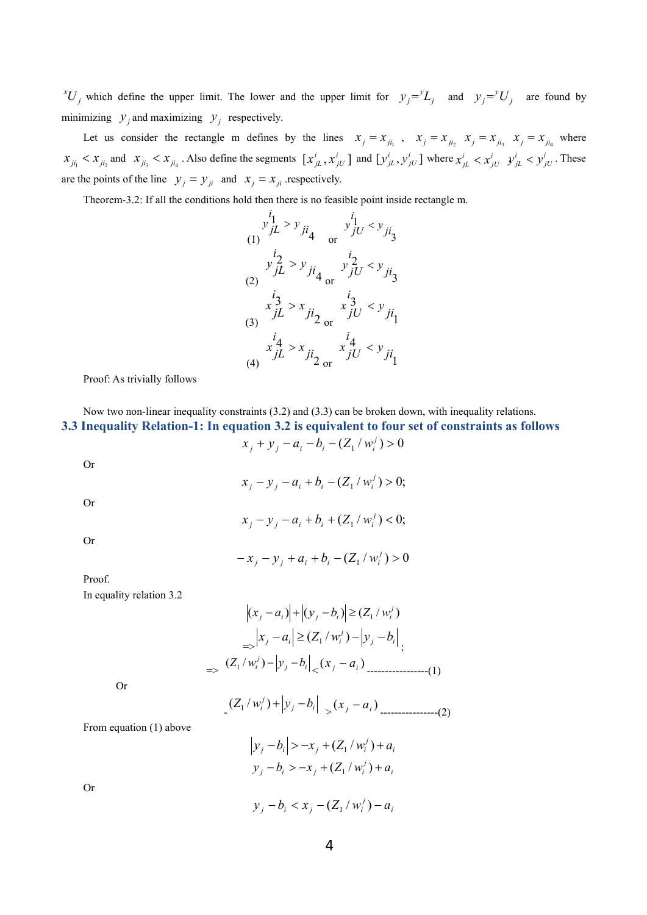${}^{x}U_j$ which define the upper limit. The lower and the upper limit for $y_j = {}^{y}L_j$ and $y_j = {}^{y}U_j$ are found by minimizing $y_j$ and maximizing $y_j$ respectively.

Let us consider the rectangle m defines by the lines $x_j = x_{ji_1}$ , $x_j = x_{ji_2}$ $x_j = x_{ji_3}$ $x_j = x_{ji_4}$ where $x_{ji_1} < x_{ji_2}$ and $x_{ji_3} < x_{ji_4}$ . Also define the segments $[x^i_{jL}, x^i_{jU}]$ and $[y^i_{jL}, y^i_{jU}]$ where $x^i_{jL} < x^i_{jU}$ $y^i_{jL} < y^i_{jU}$ . These are the points of the line $y_j = y_{ji}$ and $x_j = x_{ji}$ .respectively.

Theorem-3.2: If all the conditions hold then there is no feasible point inside rectangle m.

$$(1)\quad y^{i_1}_{jL} > y_{ji_4} \quad \text{or} \quad y^{i_1}_{jU} < y_{ji_3}$$

$$(2)\quad y^{i_2}_{jL} > y_{ji_4} \quad \text{or} \quad y^{i_2}_{jU} < y_{ji_3}$$

$$(3)\quad x^{i_3}_{jL} > x_{ji_2} \quad \text{or} \quad x^{i_3}_{jU} < y_{ji_1}$$

$$(4)\quad x^{i_4}_{jL} > x_{ji_2} \quad \text{or} \quad x^{i_4}_{jU} < y_{ji_1}$$

Proof: As trivially follows

Now two non-linear inequality constraints (3.2) and (3.3) can be broken down, with inequality relations.

### 3.3 Inequality Relation-1: In equation 3.2 is equivalent to four set of constraints as follows

$$x_j + y_j - a_i - b_i - (Z_1 / w^j_i) > 0$$

Or

$$x_j - y_j - a_i + b_i - (Z_1 / w^j_i) > 0;$$

Or

$$x_j - y_j - a_i + b_i + (Z_1 / w^j_i) < 0;$$

Or

$$-x_j - y_j + a_i + b_i - (Z_1 / w^j_i) > 0$$

Proof.

In equality relation 3.2

$$|(x_j - a_i)| + |(y_j - b_i)| \geq (Z_1 / w^j_i)$$

$$\Rightarrow |x_j - a_i| \geq (Z_1 / w^j_i) - |y_j - b_i|;$$

$$\Rightarrow (Z_1 / w^j_i) - |y_j - b_i| < (x_j - a_i) \text{ -----------------(1)}$$

Or

$$-(Z_1 / w^j_i) + |y_j - b_i| > (x_j - a_i) \text{ ----------------(2)}$$

From equation (1) above

$$|y_j - b_i| > -x_j + (Z_1 / w^j_i) + a_i$$

$$y_j - b_i > -x_j + (Z_1 / w^j_i) + a_i$$

Or

$$y_j - b_i < x_j - (Z_1 / w^j_i) - a_i$$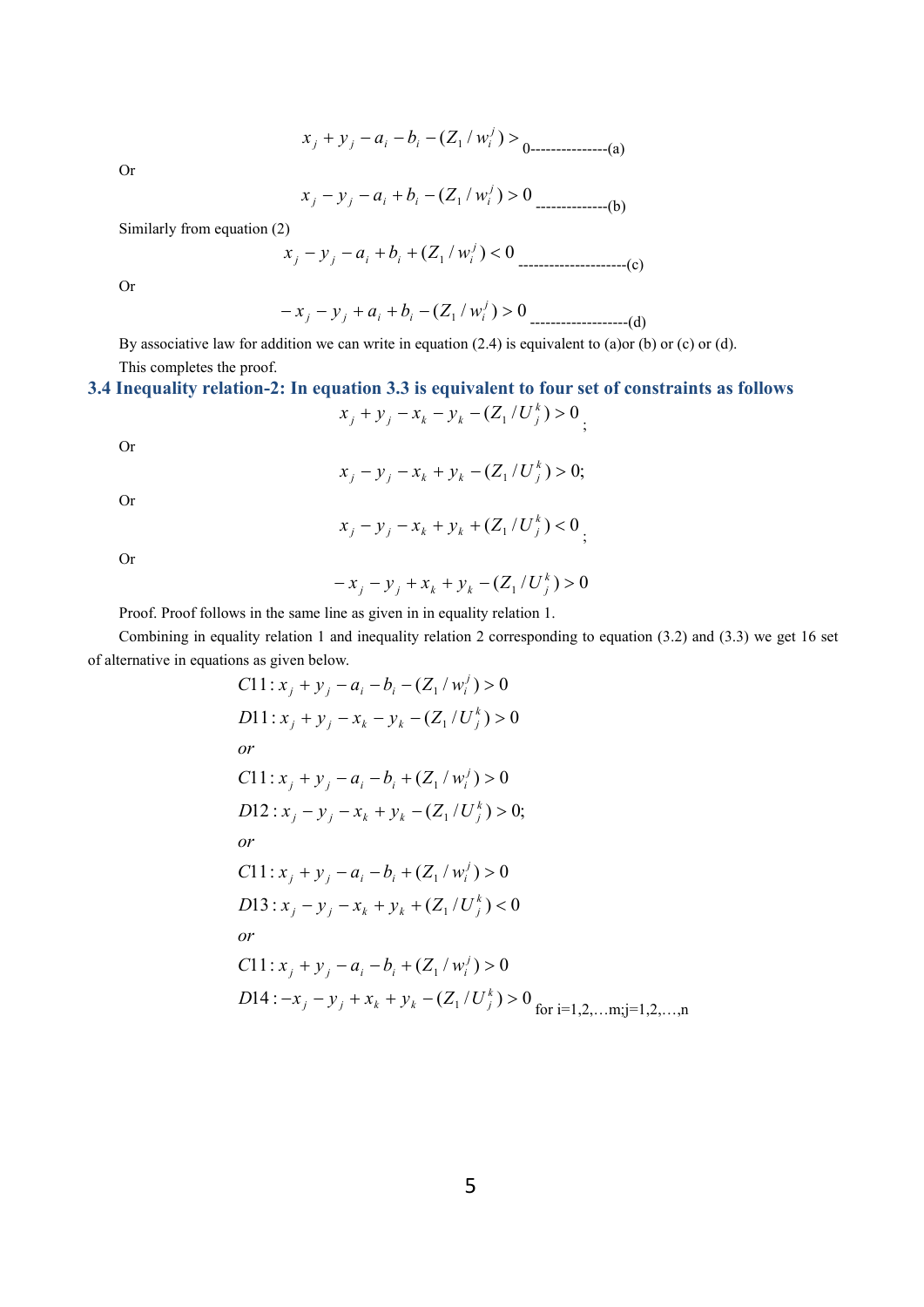$$x_j + y_j - a_i - b_i - (Z_1 / w_i^j) > 0 \text{---------------(a)}$$

Or

$$x_j - y_j - a_i + b_i - (Z_1 / w_i^j) > 0 \text{--------------(b)}$$

Similarly from equation (2)

$$x_j - y_j - a_i + b_i + (Z_1 / w_i^j) < 0 \text{---------------------(c)}$$

Or

$$-x_j - y_j + a_i + b_i - (Z_1 / w_i^j) > 0 \text{-------------------(d)}$$

By associative law for addition we can write in equation (2.4) is equivalent to (a)or (b) or (c) or (d).

This completes the proof.

### 3.4 Inequality relation-2: In equation 3.3 is equivalent to four set of constraints as follows

$$x_j + y_j - x_k - y_k - (Z_1 / U_j^k) > 0;$$

Or

$$x_j - y_j - x_k + y_k - (Z_1 / U_j^k) > 0;$$

Or

$$x_j - y_j - x_k + y_k + (Z_1 / U_j^k) < 0;$$

Or

$$-x_j - y_j + x_k + y_k - (Z_1 / U_j^k) > 0$$

Proof. Proof follows in the same line as given in in equality relation 1.

Combining in equality relation 1 and inequality relation 2 corresponding to equation (3.2) and (3.3) we get 16 set of alternative in equations as given below.

$$C11: x_j + y_j - a_i - b_i - (Z_1 / w_i^j) > 0$$
$$D11: x_j + y_j - x_k - y_k - (Z_1 / U_j^k) > 0$$
$$or$$
$$C11: x_j + y_j - a_i - b_i + (Z_1 / w_i^j) > 0$$
$$D12: x_j - y_j - x_k + y_k - (Z_1 / U_j^k) > 0;$$
$$or$$
$$C11: x_j + y_j - a_i - b_i + (Z_1 / w_i^j) > 0$$
$$D13: x_j - y_j - x_k + y_k + (Z_1 / U_j^k) < 0$$
$$or$$
$$C11: x_j + y_j - a_i - b_i + (Z_1 / w_i^j) > 0$$
$$D14: -x_j - y_j + x_k + y_k - (Z_1 / U_j^k) > 0 \text{ for i=1,2,…m;j=1,2,…,n}$$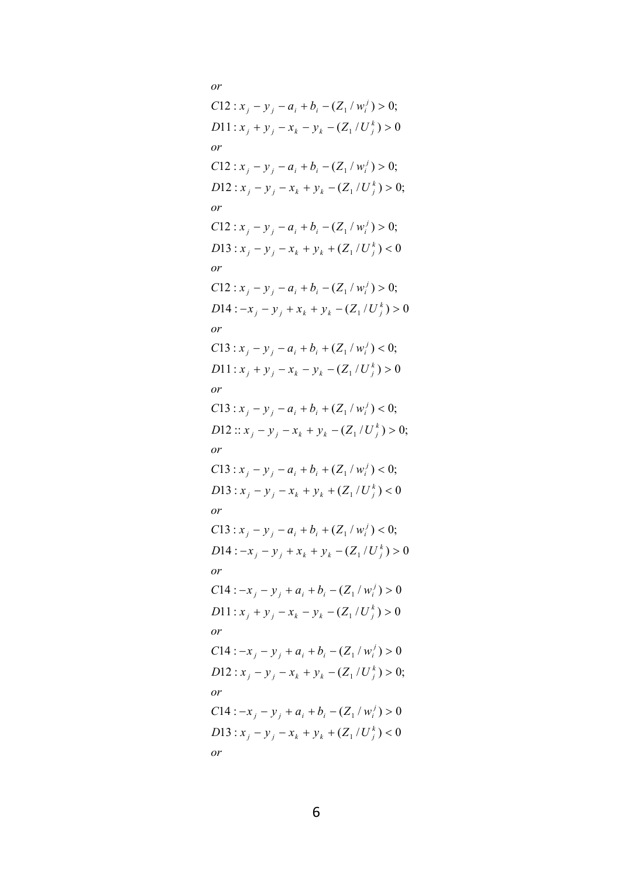*or*

$$C12: x_j - y_j - a_i + b_i - (Z_1 / w_i^j) > 0;$$
$$D11: x_j + y_j - x_k - y_k - (Z_1 / U_j^k) > 0$$

*or*

$$C12: x_j - y_j - a_i + b_i - (Z_1 / w_i^j) > 0;$$
$$D12: x_j - y_j - x_k + y_k - (Z_1 / U_j^k) > 0;$$

*or*

$$C12: x_j - y_j - a_i + b_i - (Z_1 / w_i^j) > 0;$$
$$D13: x_j - y_j - x_k + y_k + (Z_1 / U_j^k) < 0$$

*or*

$$C12: x_j - y_j - a_i + b_i - (Z_1 / w_i^j) > 0;$$
$$D14: -x_j - y_j + x_k + y_k - (Z_1 / U_j^k) > 0$$

*or*

$$C13: x_j - y_j - a_i + b_i + (Z_1 / w_i^j) < 0;$$
$$D11: x_j + y_j - x_k - y_k - (Z_1 / U_j^k) > 0$$

*or*

$$C13: x_j - y_j - a_i + b_i + (Z_1 / w_i^j) < 0;$$
$$D12 :: x_j - y_j - x_k + y_k - (Z_1 / U_j^k) > 0;$$

*or*

$$C13: x_j - y_j - a_i + b_i + (Z_1 / w_i^j) < 0;$$
$$D13: x_j - y_j - x_k + y_k + (Z_1 / U_j^k) < 0$$

*or*

$$C13: x_j - y_j - a_i + b_i + (Z_1 / w_i^j) < 0;$$
$$D14: -x_j - y_j + x_k + y_k - (Z_1 / U_j^k) > 0$$

*or*

$$C14: -x_j - y_j + a_i + b_i - (Z_1 / w_i^j) > 0$$
$$D11: x_j + y_j - x_k - y_k - (Z_1 / U_j^k) > 0$$

*or*

$$C14: -x_j - y_j + a_i + b_i - (Z_1 / w_i^j) > 0$$
$$D12: x_j - y_j - x_k + y_k - (Z_1 / U_j^k) > 0;$$

*or*

$$C14: -x_j - y_j + a_i + b_i - (Z_1 / w_i^j) > 0$$
$$D13: x_j - y_j - x_k + y_k + (Z_1 / U_j^k) < 0$$

*or*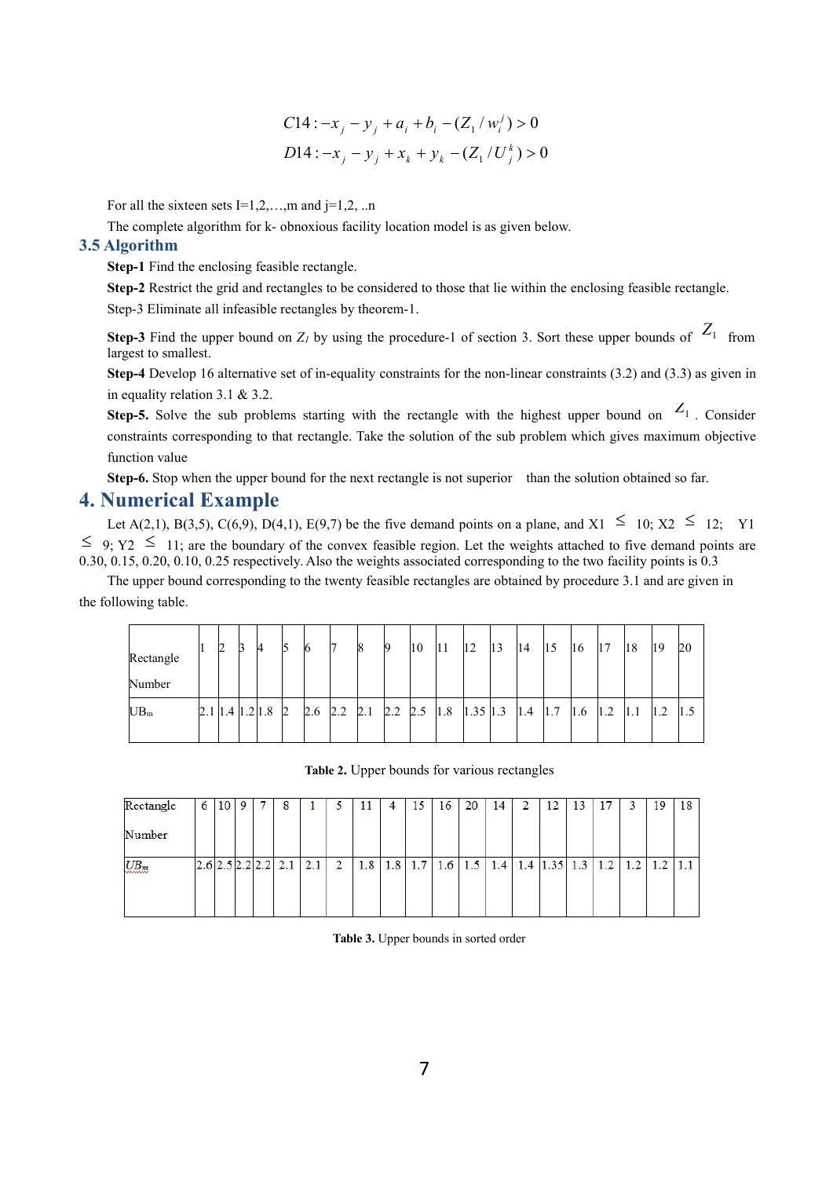$$C14: -x_j - y_j + a_i + b_i - (Z_1 / w_i^j) > 0$$
$$D14: -x_j - y_j + x_k + y_k - (Z_1 / U_j^k) > 0$$

For all the sixteen sets I=1,2,…,m and j=1,2, ..n

The complete algorithm for k- obnoxious facility location model is as given below.

## 3.5 Algorithm

**Step-1** Find the enclosing feasible rectangle.

**Step-2** Restrict the grid and rectangles to be considered to those that lie within the enclosing feasible rectangle.

Step-3 Eliminate all infeasible rectangles by theorem-1.

**Step-3** Find the upper bound on $Z_l$ by using the procedure-1 of section 3. Sort these upper bounds of $Z_1$ from largest to smallest.

**Step-4** Develop 16 alternative set of in-equality constraints for the non-linear constraints (3.2) and (3.3) as given in in equality relation 3.1 & 3.2.

**Step-5.** Solve the sub problems starting with the rectangle with the highest upper bound on $Z_1$. Consider constraints corresponding to that rectangle. Take the solution of the sub problem which gives maximum objective function value

**Step-6.** Stop when the upper bound for the next rectangle is not superior than the solution obtained so far.

# 4. Numerical Example

Let A(2,1), B(3,5), C(6,9), D(4,1), E(9,7) be the five demand points on a plane, and X1 ≤ 10; X2 ≤ 12; Y1 ≤ 9; Y2 ≤ 11; are the boundary of the convex feasible region. Let the weights attached to five demand points are 0.30, 0.15, 0.20, 0.10, 0.25 respectively. Also the weights associated corresponding to the two facility points is 0.3

The upper bound corresponding to the twenty feasible rectangles are obtained by procedure 3.1 and are given in the following table.

| Rectangle Number | 1 | 2 | 3 | 4 | 5 | 6 | 7 | 8 | 9 | 10 | 11 | 12 | 13 | 14 | 15 | 16 | 17 | 18 | 19 | 20 |
|---|---|---|---|---|---|---|---|---|---|---|---|---|---|---|---|---|---|---|---|---|
| $UB_m$ | 2.1 | 1.4 | 1.2 | 1.8 | 2 | 2.6 | 2.2 | 2.1 | 2.2 | 2.5 | 1.8 | 1.35 | 1.3 | 1.4 | 1.7 | 1.6 | 1.2 | 1.1 | 1.2 | 1.5 |

**Table 2.** Upper bounds for various rectangles

| Rectangle Number | 6 | 10 | 9 | 7 | 8 | 1 | 5 | 11 | 4 | 15 | 16 | 20 | 14 | 2 | 12 | 13 | 17 | 3 | 19 | 18 |
|---|---|---|---|---|---|---|---|---|---|---|---|---|---|---|---|---|---|---|---|---|
| $UB_m$ | 2.6 | 2.5 | 2.2 | 2.2 | 2.1 | 2.1 | 2 | 1.8 | 1.8 | 1.7 | 1.6 | 1.5 | 1.4 | 1.4 | 1.35 | 1.3 | 1.2 | 1.2 | 1.2 | 1.1 |

**Table 3.** Upper bounds in sorted order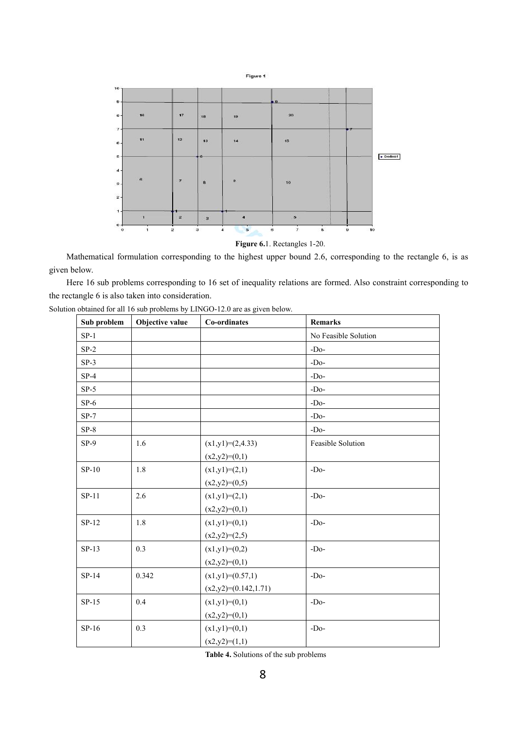**Figure 6.**1. Rectangles 1-20.

Mathematical formulation corresponding to the highest upper bound 2.6, corresponding to the rectangle 6, is as given below.

Here 16 sub problems corresponding to 16 set of inequality relations are formed. Also constraint corresponding to the rectangle 6 is also taken into consideration.

Solution obtained for all 16 sub problems by LINGO-12.0 are as given below.

| Sub problem | Objective value | Co-ordinates | Remarks |
|---|---|---|---|
| SP-1 | | | No Feasible Solution |
| SP-2 | | | -Do- |
| SP-3 | | | -Do- |
| SP-4 | | | -Do- |
| SP-5 | | | -Do- |
| SP-6 | | | -Do- |
| SP-7 | | | -Do- |
| SP-8 | | | -Do- |
| SP-9 | 1.6 | (x1,y1)=(2,4.33) (x2,y2)=(0,1) | Feasible Solution |
| SP-10 | 1.8 | (x1,y1)=(2,1) (x2,y2)=(0,5) | -Do- |
| SP-11 | 2.6 | (x1,y1)=(2,1) (x2,y2)=(0,1) | -Do- |
| SP-12 | 1.8 | (x1,y1)=(0,1) (x2,y2)=(2,5) | -Do- |
| SP-13 | 0.3 | (x1,y1)=(0,2) (x2,y2)=(0,1) | -Do- |
| SP-14 | 0.342 | (x1,y1)=(0.57,1) (x2,y2)=(0.142,1.71) | -Do- |
| SP-15 | 0.4 | (x1,y1)=(0,1) (x2,y2)=(0,1) | -Do- |
| SP-16 | 0.3 | (x1,y1)=(0,1) (x2,y2)=(1,1) | -Do- |

**Table 4.** Solutions of the sub problems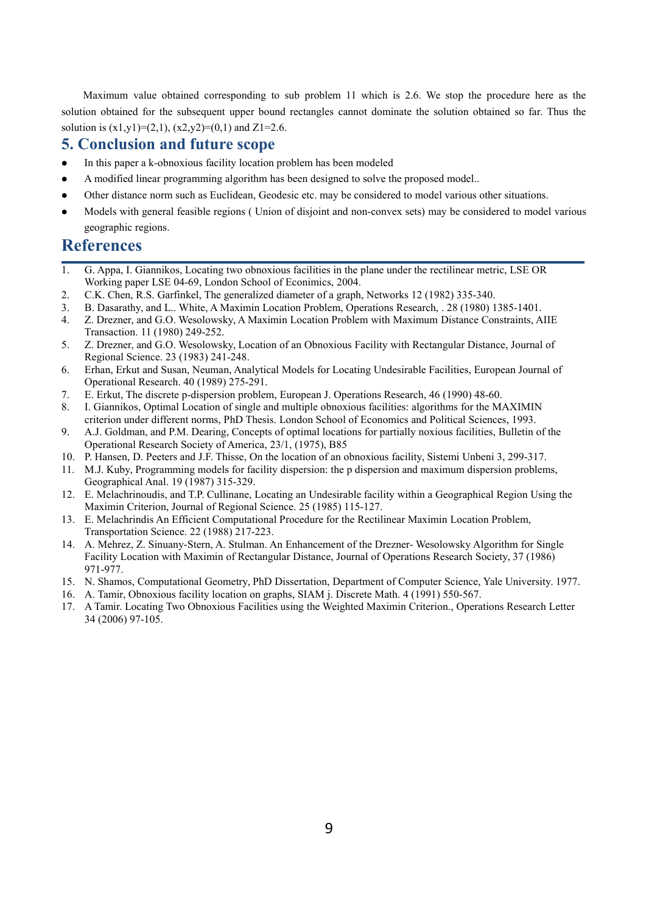Maximum value obtained corresponding to sub problem 11 which is 2.6. We stop the procedure here as the solution obtained for the subsequent upper bound rectangles cannot dominate the solution obtained so far. Thus the solution is $(x_1,y_1)=(2,1)$, $(x_2,y_2)=(0,1)$ and $Z_1=2.6$.

## 5. Conclusion and future scope

- In this paper a k-obnoxious facility location problem has been modeled
- A modified linear programming algorithm has been designed to solve the proposed model..
- Other distance norm such as Euclidean, Geodesic etc. may be considered to model various other situations.
- Models with general feasible regions ( Union of disjoint and non-convex sets) may be considered to model various geographic regions.

## References

1. G. Appa, I. Giannikos, Locating two obnoxious facilities in the plane under the rectilinear metric, LSE OR Working paper LSE 04-69, London School of Econimics, 2004.
2. C.K. Chen, R.S. Garfinkel, The generalized diameter of a graph, Networks 12 (1982) 335-340.
3. B. Dasarathy, and L.. White, A Maximin Location Problem, Operations Research, . 28 (1980) 1385-1401.
4. Z. Drezner, and G.O. Wesolowsky, A Maximin Location Problem with Maximum Distance Constraints, AIIE Transaction. 11 (1980) 249-252.
5. Z. Drezner, and G.O. Wesolowsky, Location of an Obnoxious Facility with Rectangular Distance, Journal of Regional Science. 23 (1983) 241-248.
6. Erhan, Erkut and Susan, Neuman, Analytical Models for Locating Undesirable Facilities, European Journal of Operational Research. 40 (1989) 275-291.
7. E. Erkut, The discrete p-dispersion problem, European J. Operations Research, 46 (1990) 48-60.
8. I. Giannikos, Optimal Location of single and multiple obnoxious facilities: algorithms for the MAXIMIN criterion under different norms, PhD Thesis. London School of Economics and Political Sciences, 1993.
9. A.J. Goldman, and P.M. Dearing, Concepts of optimal locations for partially noxious facilities, Bulletin of the Operational Research Society of America, 23/1, (1975), B85
10. P. Hansen, D. Peeters and J.F. Thisse, On the location of an obnoxious facility, Sistemi Unbeni 3, 299-317.
11. M.J. Kuby, Programming models for facility dispersion: the p dispersion and maximum dispersion problems, Geographical Anal. 19 (1987) 315-329.
12. E. Melachrinoudis, and T.P. Cullinane, Locating an Undesirable facility within a Geographical Region Using the Maximin Criterion, Journal of Regional Science. 25 (1985) 115-127.
13. E. Melachrindis An Efficient Computational Procedure for the Rectilinear Maximin Location Problem, Transportation Science. 22 (1988) 217-223.
14. A. Mehrez, Z. Sinuany-Stern, A. Stulman. An Enhancement of the Drezner- Wesolowsky Algorithm for Single Facility Location with Maximin of Rectangular Distance, Journal of Operations Research Society, 37 (1986) 971-977.
15. N. Shamos, Computational Geometry, PhD Dissertation, Department of Computer Science, Yale University. 1977.
16. A. Tamir, Obnoxious facility location on graphs, SIAM j. Discrete Math. 4 (1991) 550-567.
17. A Tamir. Locating Two Obnoxious Facilities using the Weighted Maximin Criterion., Operations Research Letter 34 (2006) 97-105.